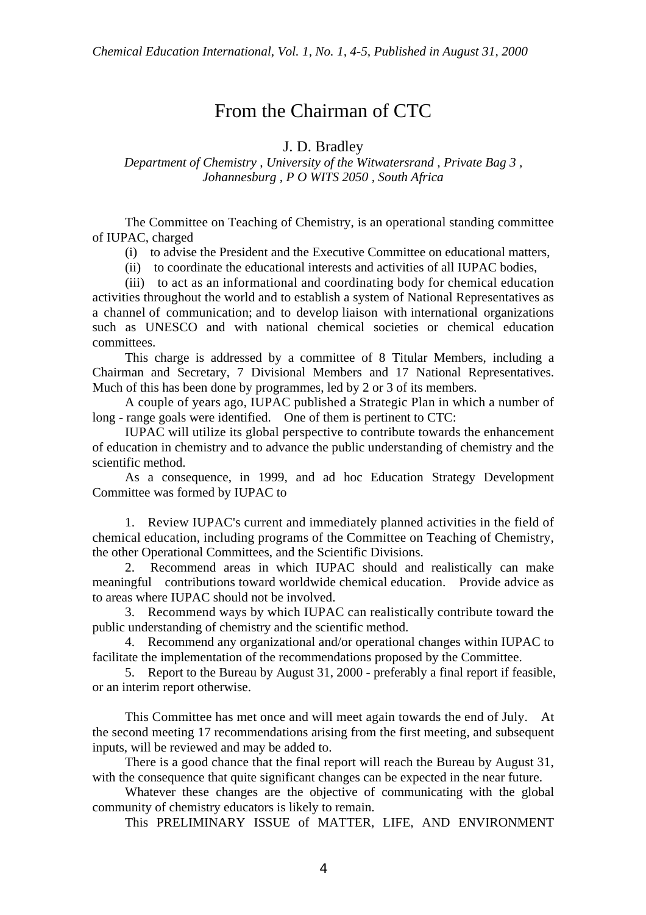# From the Chairman of CTC

J. D. Bradley

*Department of Chemistry , University of the Witwatersrand , Private Bag 3 , Johannesburg , P O WITS 2050 , South Africa*

The Committee on Teaching of Chemistry, is an operational standing committee of IUPAC, charged

(i) to advise the President and the Executive Committee on educational matters,

(ii) to coordinate the educational interests and activities of all IUPAC bodies,

(iii) to act as an informational and coordinating body for chemical education activities throughout the world and to establish a system of National Representatives as a channel of communication; and to develop liaison with international organizations such as UNESCO and with national chemical societies or chemical education committees.

This charge is addressed by a committee of 8 Titular Members, including a Chairman and Secretary, 7 Divisional Members and 17 National Representatives. Much of this has been done by programmes, led by 2 or 3 of its members.

A couple of years ago, IUPAC published a Strategic Plan in which a number of long - range goals were identified. One of them is pertinent to CTC:

IUPAC will utilize its global perspective to contribute towards the enhancement of education in chemistry and to advance the public understanding of chemistry and the scientific method.

As a consequence, in 1999, and ad hoc Education Strategy Development Committee was formed by IUPAC to

1. Review IUPAC's current and immediately planned activities in the field of chemical education, including programs of the Committee on Teaching of Chemistry, the other Operational Committees, and the Scientific Divisions.
2. Recommend areas in which IUPAC should and realistically can make meaningful contributions toward worldwide chemical education. Provide advice as to areas where IUPAC should not be involved.
3. Recommend ways by which IUPAC can realistically contribute toward the public understanding of chemistry and the scientific method.
4. Recommend any organizational and/or operational changes within IUPAC to facilitate the implementation of the recommendations proposed by the Committee.
5. Report to the Bureau by August 31, 2000 - preferably a final report if feasible, or an interim report otherwise.

This Committee has met once and will meet again towards the end of July. At the second meeting 17 recommendations arising from the first meeting, and subsequent inputs, will be reviewed and may be added to.

There is a good chance that the final report will reach the Bureau by August 31, with the consequence that quite significant changes can be expected in the near future.

Whatever these changes are the objective of communicating with the global community of chemistry educators is likely to remain.

This PRELIMINARY ISSUE of MATTER, LIFE, AND ENVIRONMENT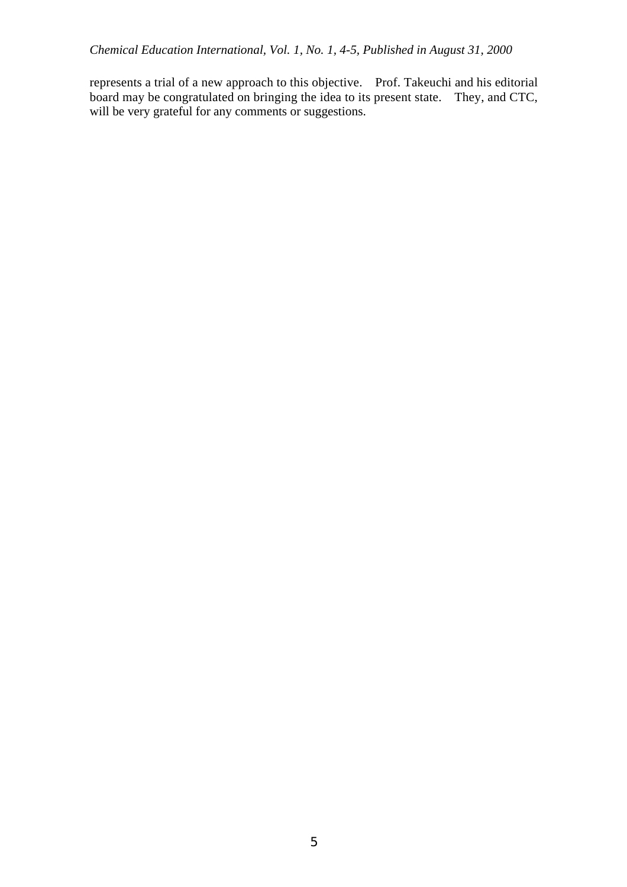represents a trial of a new approach to this objective. Prof. Takeuchi and his editorial board may be congratulated on bringing the idea to its present state. They, and CTC, will be very grateful for any comments or suggestions.